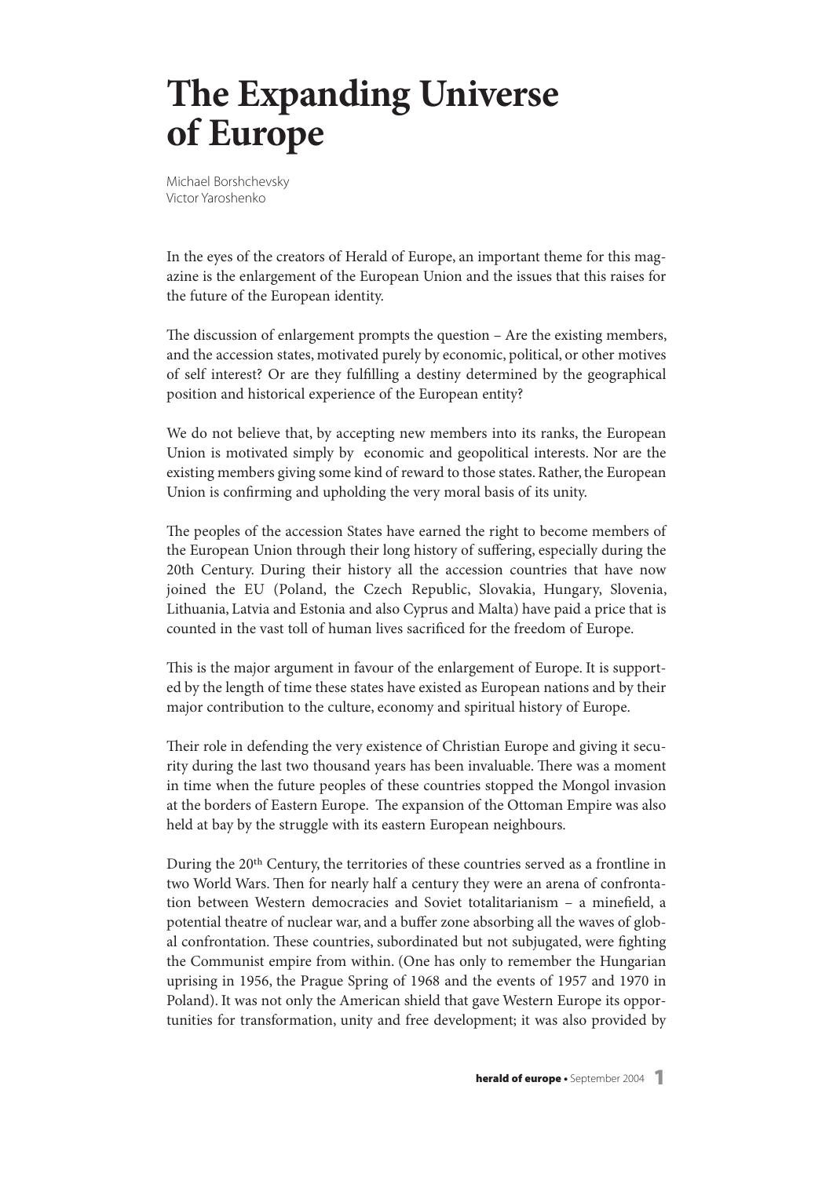# The Expanding Universe of Europe

Michael Borshchevsky
Victor Yaroshenko

In the eyes of the creators of Herald of Europe, an important theme for this magazine is the enlargement of the European Union and the issues that this raises for the future of the European identity.

The discussion of enlargement prompts the question – Are the existing members, and the accession states, motivated purely by economic, political, or other motives of self interest? Or are they fulfilling a destiny determined by the geographical position and historical experience of the European entity?

We do not believe that, by accepting new members into its ranks, the European Union is motivated simply by economic and geopolitical interests. Nor are the existing members giving some kind of reward to those states. Rather, the European Union is confirming and upholding the very moral basis of its unity.

The peoples of the accession States have earned the right to become members of the European Union through their long history of suffering, especially during the 20th Century. During their history all the accession countries that have now joined the EU (Poland, the Czech Republic, Slovakia, Hungary, Slovenia, Lithuania, Latvia and Estonia and also Cyprus and Malta) have paid a price that is counted in the vast toll of human lives sacrificed for the freedom of Europe.

This is the major argument in favour of the enlargement of Europe. It is supported by the length of time these states have existed as European nations and by their major contribution to the culture, economy and spiritual history of Europe.

Their role in defending the very existence of Christian Europe and giving it security during the last two thousand years has been invaluable. There was a moment in time when the future peoples of these countries stopped the Mongol invasion at the borders of Eastern Europe. The expansion of the Ottoman Empire was also held at bay by the struggle with its eastern European neighbours.

During the 20th Century, the territories of these countries served as a frontline in two World Wars. Then for nearly half a century they were an arena of confrontation between Western democracies and Soviet totalitarianism – a minefield, a potential theatre of nuclear war, and a buffer zone absorbing all the waves of global confrontation. These countries, subordinated but not subjugated, were fighting the Communist empire from within. (One has only to remember the Hungarian uprising in 1956, the Prague Spring of 1968 and the events of 1957 and 1970 in Poland). It was not only the American shield that gave Western Europe its opportunities for transformation, unity and free development; it was also provided by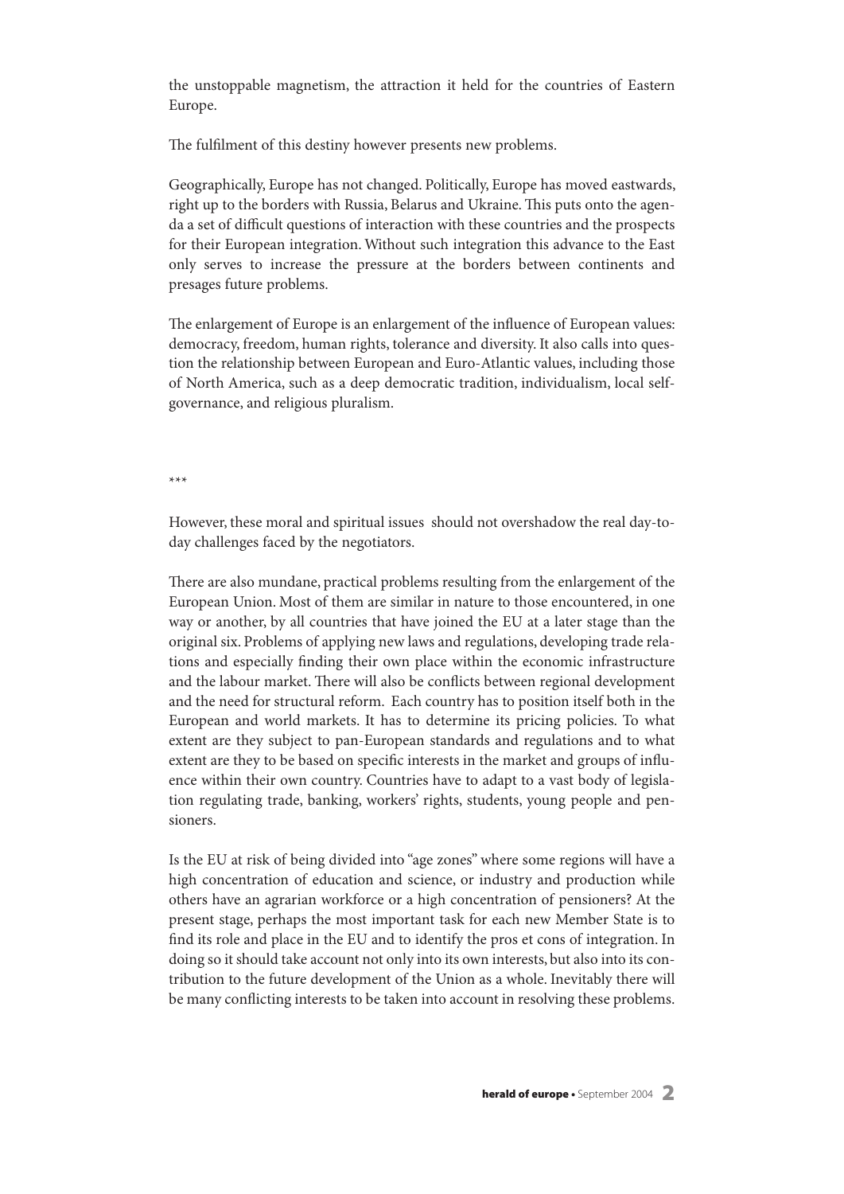the unstoppable magnetism, the attraction it held for the countries of Eastern Europe.

The fulfilment of this destiny however presents new problems.

Geographically, Europe has not changed. Politically, Europe has moved eastwards, right up to the borders with Russia, Belarus and Ukraine. This puts onto the agenda a set of difficult questions of interaction with these countries and the prospects for their European integration. Without such integration this advance to the East only serves to increase the pressure at the borders between continents and presages future problems.

The enlargement of Europe is an enlargement of the influence of European values: democracy, freedom, human rights, tolerance and diversity. It also calls into question the relationship between European and Euro-Atlantic values, including those of North America, such as a deep democratic tradition, individualism, local self-governance, and religious pluralism.

***

However, these moral and spiritual issues should not overshadow the real day-to-day challenges faced by the negotiators.

There are also mundane, practical problems resulting from the enlargement of the European Union. Most of them are similar in nature to those encountered, in one way or another, by all countries that have joined the EU at a later stage than the original six. Problems of applying new laws and regulations, developing trade relations and especially finding their own place within the economic infrastructure and the labour market. There will also be conflicts between regional development and the need for structural reform. Each country has to position itself both in the European and world markets. It has to determine its pricing policies. To what extent are they subject to pan-European standards and regulations and to what extent are they to be based on specific interests in the market and groups of influence within their own country. Countries have to adapt to a vast body of legislation regulating trade, banking, workers' rights, students, young people and pensioners.

Is the EU at risk of being divided into "age zones" where some regions will have a high concentration of education and science, or industry and production while others have an agrarian workforce or a high concentration of pensioners? At the present stage, perhaps the most important task for each new Member State is to find its role and place in the EU and to identify the pros et cons of integration. In doing so it should take account not only into its own interests, but also into its contribution to the future development of the Union as a whole. Inevitably there will be many conflicting interests to be taken into account in resolving these problems.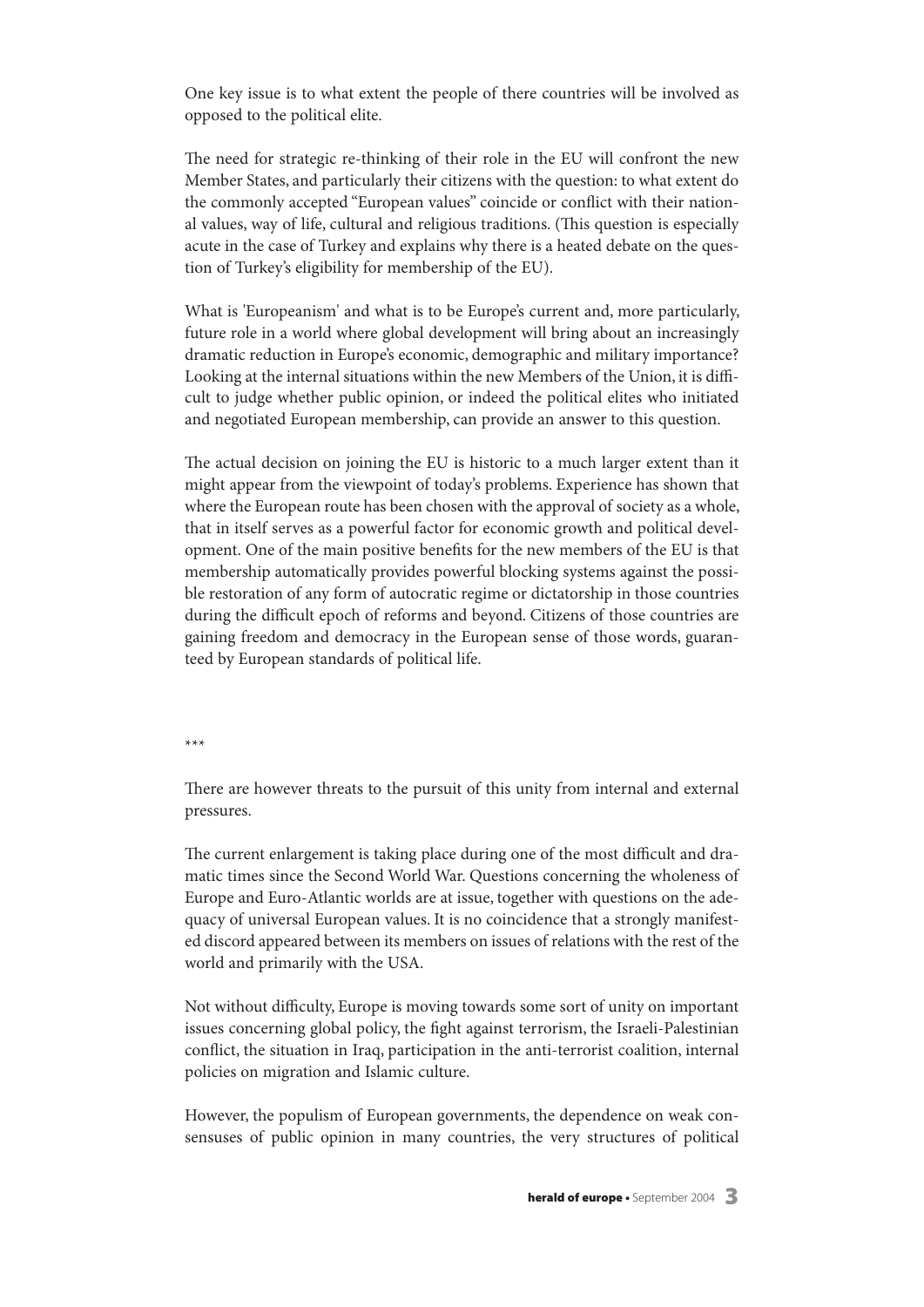One key issue is to what extent the people of there countries will be involved as opposed to the political elite.

The need for strategic re-thinking of their role in the EU will confront the new Member States, and particularly their citizens with the question: to what extent do the commonly accepted "European values" coincide or conflict with their national values, way of life, cultural and religious traditions. (This question is especially acute in the case of Turkey and explains why there is a heated debate on the question of Turkey's eligibility for membership of the EU).

What is 'Europeanism' and what is to be Europe's current and, more particularly, future role in a world where global development will bring about an increasingly dramatic reduction in Europe's economic, demographic and military importance? Looking at the internal situations within the new Members of the Union, it is difficult to judge whether public opinion, or indeed the political elites who initiated and negotiated European membership, can provide an answer to this question.

The actual decision on joining the EU is historic to a much larger extent than it might appear from the viewpoint of today's problems. Experience has shown that where the European route has been chosen with the approval of society as a whole, that in itself serves as a powerful factor for economic growth and political development. One of the main positive benefits for the new members of the EU is that membership automatically provides powerful blocking systems against the possible restoration of any form of autocratic regime or dictatorship in those countries during the difficult epoch of reforms and beyond. Citizens of those countries are gaining freedom and democracy in the European sense of those words, guaranteed by European standards of political life.

***

There are however threats to the pursuit of this unity from internal and external pressures.

The current enlargement is taking place during one of the most difficult and dramatic times since the Second World War. Questions concerning the wholeness of Europe and Euro-Atlantic worlds are at issue, together with questions on the adequacy of universal European values. It is no coincidence that a strongly manifested discord appeared between its members on issues of relations with the rest of the world and primarily with the USA.

Not without difficulty, Europe is moving towards some sort of unity on important issues concerning global policy, the fight against terrorism, the Israeli-Palestinian conflict, the situation in Iraq, participation in the anti-terrorist coalition, internal policies on migration and Islamic culture.

However, the populism of European governments, the dependence on weak consensuses of public opinion in many countries, the very structures of political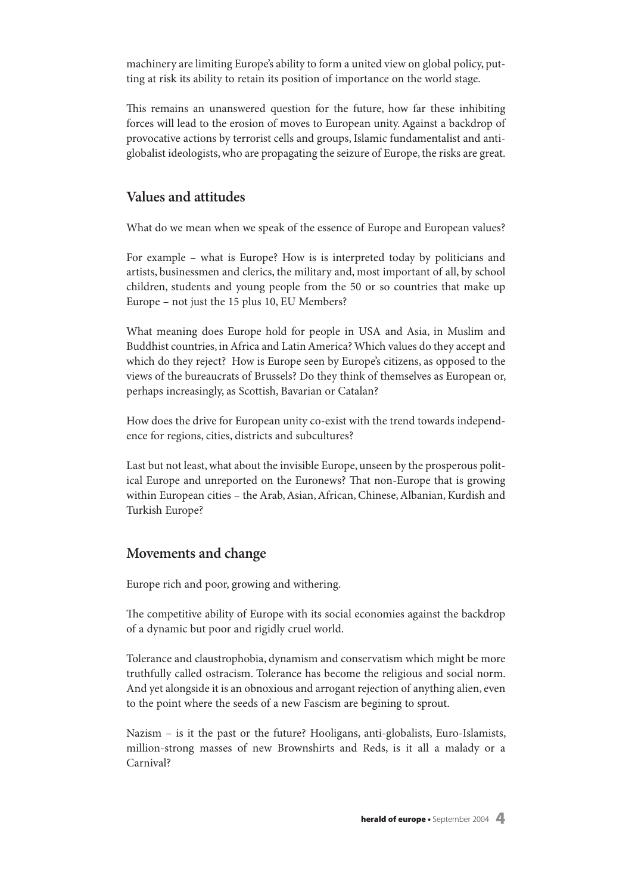machinery are limiting Europe's ability to form a united view on global policy, putting at risk its ability to retain its position of importance on the world stage.

This remains an unanswered question for the future, how far these inhibiting forces will lead to the erosion of moves to European unity. Against a backdrop of provocative actions by terrorist cells and groups, Islamic fundamentalist and anti-globalist ideologists, who are propagating the seizure of Europe, the risks are great.

## Values and attitudes

What do we mean when we speak of the essence of Europe and European values?

For example – what is Europe? How is is interpreted today by politicians and artists, businessmen and clerics, the military and, most important of all, by school children, students and young people from the 50 or so countries that make up Europe – not just the 15 plus 10, EU Members?

What meaning does Europe hold for people in USA and Asia, in Muslim and Buddhist countries, in Africa and Latin America? Which values do they accept and which do they reject? How is Europe seen by Europe's citizens, as opposed to the views of the bureaucrats of Brussels? Do they think of themselves as European or, perhaps increasingly, as Scottish, Bavarian or Catalan?

How does the drive for European unity co-exist with the trend towards independence for regions, cities, districts and subcultures?

Last but not least, what about the invisible Europe, unseen by the prosperous political Europe and unreported on the Euronews? That non-Europe that is growing within European cities – the Arab, Asian, African, Chinese, Albanian, Kurdish and Turkish Europe?

## Movements and change

Europe rich and poor, growing and withering.

The competitive ability of Europe with its social economies against the backdrop of a dynamic but poor and rigidly cruel world.

Tolerance and claustrophobia, dynamism and conservatism which might be more truthfully called ostracism. Tolerance has become the religious and social norm. And yet alongside it is an obnoxious and arrogant rejection of anything alien, even to the point where the seeds of a new Fascism are begining to sprout.

Nazism – is it the past or the future? Hooligans, anti-globalists, Euro-Islamists, million-strong masses of new Brownshirts and Reds, is it all a malady or a Carnival?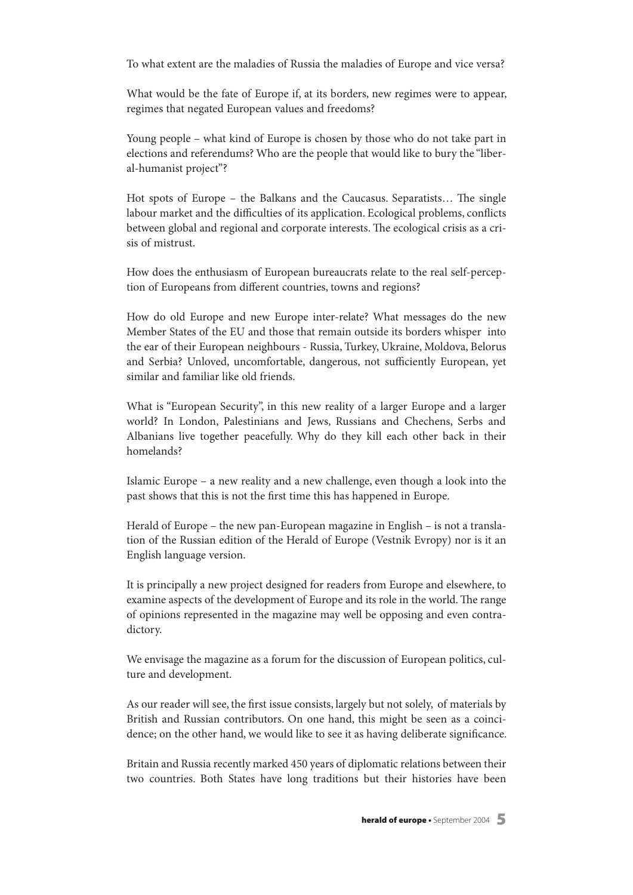To what extent are the maladies of Russia the maladies of Europe and vice versa?

What would be the fate of Europe if, at its borders, new regimes were to appear, regimes that negated European values and freedoms?

Young people – what kind of Europe is chosen by those who do not take part in elections and referendums? Who are the people that would like to bury the "liberal-humanist project"?

Hot spots of Europe – the Balkans and the Caucasus. Separatists… The single labour market and the difficulties of its application. Ecological problems, conflicts between global and regional and corporate interests. The ecological crisis as a crisis of mistrust.

How does the enthusiasm of European bureaucrats relate to the real self-perception of Europeans from different countries, towns and regions?

How do old Europe and new Europe inter-relate? What messages do the new Member States of the EU and those that remain outside its borders whisper into the ear of their European neighbours - Russia, Turkey, Ukraine, Moldova, Belorus and Serbia? Unloved, uncomfortable, dangerous, not sufficiently European, yet similar and familiar like old friends.

What is "European Security", in this new reality of a larger Europe and a larger world? In London, Palestinians and Jews, Russians and Chechens, Serbs and Albanians live together peacefully. Why do they kill each other back in their homelands?

Islamic Europe – a new reality and a new challenge, even though a look into the past shows that this is not the first time this has happened in Europe.

Herald of Europe – the new pan-European magazine in English – is not a translation of the Russian edition of the Herald of Europe (Vestnik Evropy) nor is it an English language version.

It is principally a new project designed for readers from Europe and elsewhere, to examine aspects of the development of Europe and its role in the world. The range of opinions represented in the magazine may well be opposing and even contradictory.

We envisage the magazine as a forum for the discussion of European politics, culture and development.

As our reader will see, the first issue consists, largely but not solely, of materials by British and Russian contributors. On one hand, this might be seen as a coincidence; on the other hand, we would like to see it as having deliberate significance.

Britain and Russia recently marked 450 years of diplomatic relations between their two countries. Both States have long traditions but their histories have been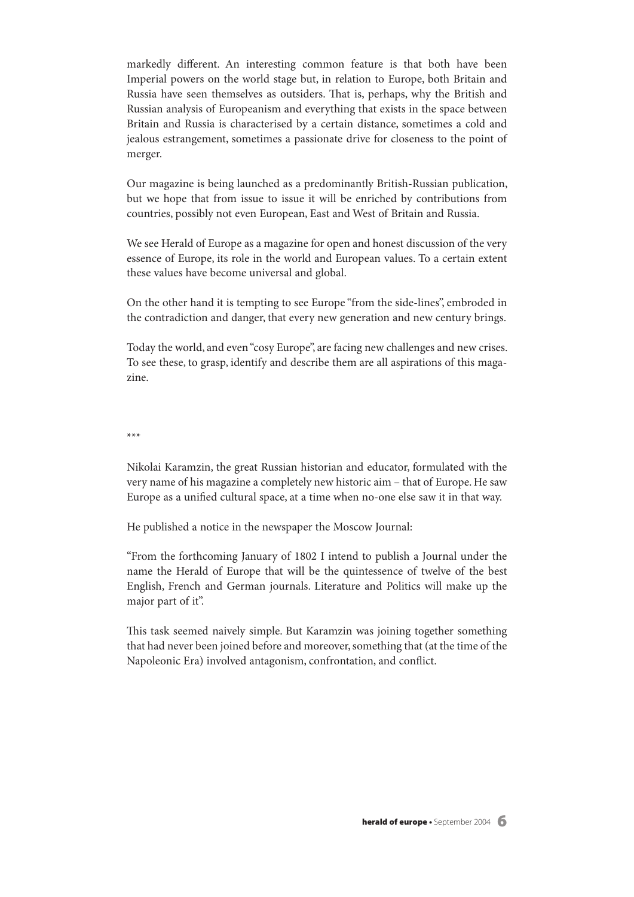markedly different. An interesting common feature is that both have been Imperial powers on the world stage but, in relation to Europe, both Britain and Russia have seen themselves as outsiders. That is, perhaps, why the British and Russian analysis of Europeanism and everything that exists in the space between Britain and Russia is characterised by a certain distance, sometimes a cold and jealous estrangement, sometimes a passionate drive for closeness to the point of merger.

Our magazine is being launched as a predominantly British-Russian publication, but we hope that from issue to issue it will be enriched by contributions from countries, possibly not even European, East and West of Britain and Russia.

We see Herald of Europe as a magazine for open and honest discussion of the very essence of Europe, its role in the world and European values. To a certain extent these values have become universal and global.

On the other hand it is tempting to see Europe "from the side-lines", embroded in the contradiction and danger, that every new generation and new century brings.

Today the world, and even "cosy Europe", are facing new challenges and new crises. To see these, to grasp, identify and describe them are all aspirations of this magazine.

***

Nikolai Karamzin, the great Russian historian and educator, formulated with the very name of his magazine a completely new historic aim – that of Europe. He saw Europe as a unified cultural space, at a time when no-one else saw it in that way.

He published a notice in the newspaper the Moscow Journal:

"From the forthcoming January of 1802 I intend to publish a Journal under the name the Herald of Europe that will be the quintessence of twelve of the best English, French and German journals. Literature and Politics will make up the major part of it".

This task seemed naively simple. But Karamzin was joining together something that had never been joined before and moreover, something that (at the time of the Napoleonic Era) involved antagonism, confrontation, and conflict.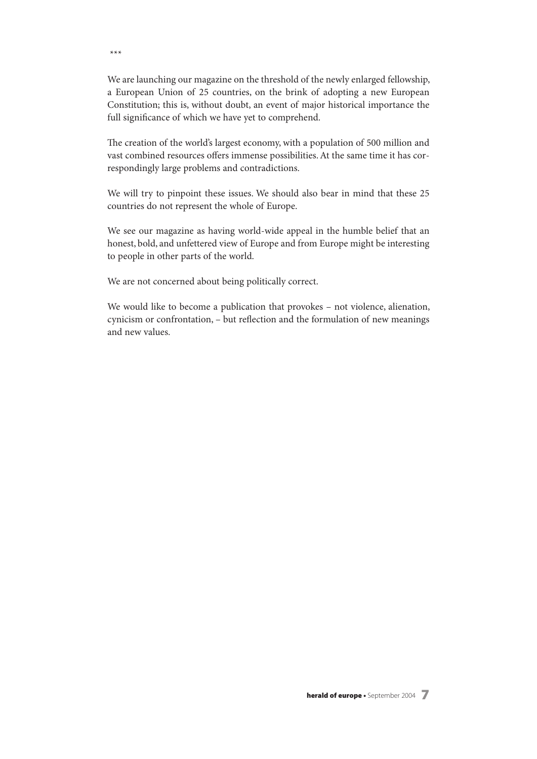***

We are launching our magazine on the threshold of the newly enlarged fellowship, a European Union of 25 countries, on the brink of adopting a new European Constitution; this is, without doubt, an event of major historical importance the full significance of which we have yet to comprehend.

The creation of the world's largest economy, with a population of 500 million and vast combined resources offers immense possibilities. At the same time it has correspondingly large problems and contradictions.

We will try to pinpoint these issues. We should also bear in mind that these 25 countries do not represent the whole of Europe.

We see our magazine as having world-wide appeal in the humble belief that an honest, bold, and unfettered view of Europe and from Europe might be interesting to people in other parts of the world.

We are not concerned about being politically correct.

We would like to become a publication that provokes – not violence, alienation, cynicism or confrontation, – but reflection and the formulation of new meanings and new values.